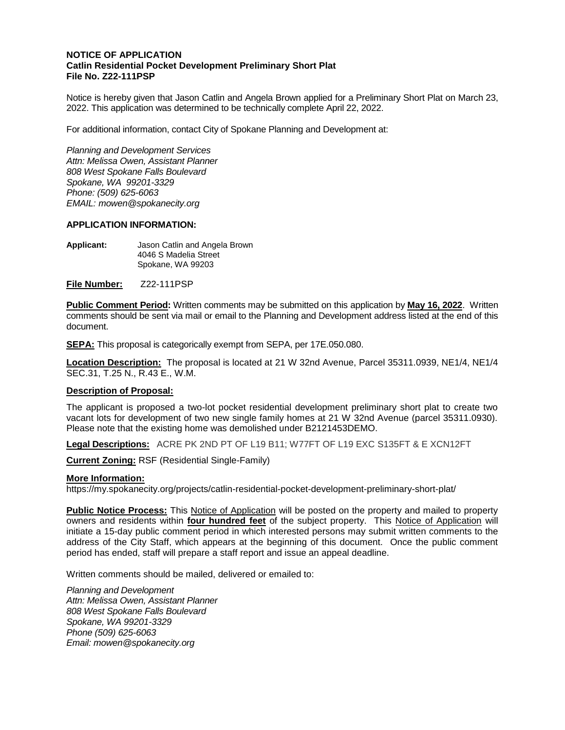**NOTICE OF APPLICATION**
**Catlin Residential Pocket Development Preliminary Short Plat**
**File No. Z22-111PSP**

Notice is hereby given that Jason Catlin and Angela Brown applied for a Preliminary Short Plat on March 23, 2022. This application was determined to be technically complete April 22, 2022.

For additional information, contact City of Spokane Planning and Development at:

*Planning and Development Services*
*Attn: Melissa Owen, Assistant Planner*
*808 West Spokane Falls Boulevard*
*Spokane, WA 99201-3329*
*Phone: (509) 625-6063*
*EMAIL: mowen@spokanecity.org*

**APPLICATION INFORMATION:**

**Applicant:** Jason Catlin and Angela Brown
4046 S Madelia Street
Spokane, WA 99203

**File Number:** Z22-111PSP

**Public Comment Period:** Written comments may be submitted on this application by **May 16, 2022**. Written comments should be sent via mail or email to the Planning and Development address listed at the end of this document.

**SEPA:** This proposal is categorically exempt from SEPA, per 17E.050.080.

**Location Description:** The proposal is located at 21 W 32nd Avenue, Parcel 35311.0939, NE1/4, NE1/4 SEC.31, T.25 N., R.43 E., W.M.

**Description of Proposal:**

The applicant is proposed a two-lot pocket residential development preliminary short plat to create two vacant lots for development of two new single family homes at 21 W 32nd Avenue (parcel 35311.0930). Please note that the existing home was demolished under B2121453DEMO.

**Legal Descriptions:** ACRE PK 2ND PT OF L19 B11; W77FT OF L19 EXC S135FT & E XCN12FT

**Current Zoning:** RSF (Residential Single-Family)

**More Information:**
https://my.spokanecity.org/projects/catlin-residential-pocket-development-preliminary-short-plat/

**Public Notice Process:** This Notice of Application will be posted on the property and mailed to property owners and residents within **four hundred feet** of the subject property. This Notice of Application will initiate a 15-day public comment period in which interested persons may submit written comments to the address of the City Staff, which appears at the beginning of this document. Once the public comment period has ended, staff will prepare a staff report and issue an appeal deadline.

Written comments should be mailed, delivered or emailed to:

*Planning and Development*
*Attn: Melissa Owen, Assistant Planner*
*808 West Spokane Falls Boulevard*
*Spokane, WA 99201-3329*
*Phone (509) 625-6063*
*Email: mowen@spokanecity.org*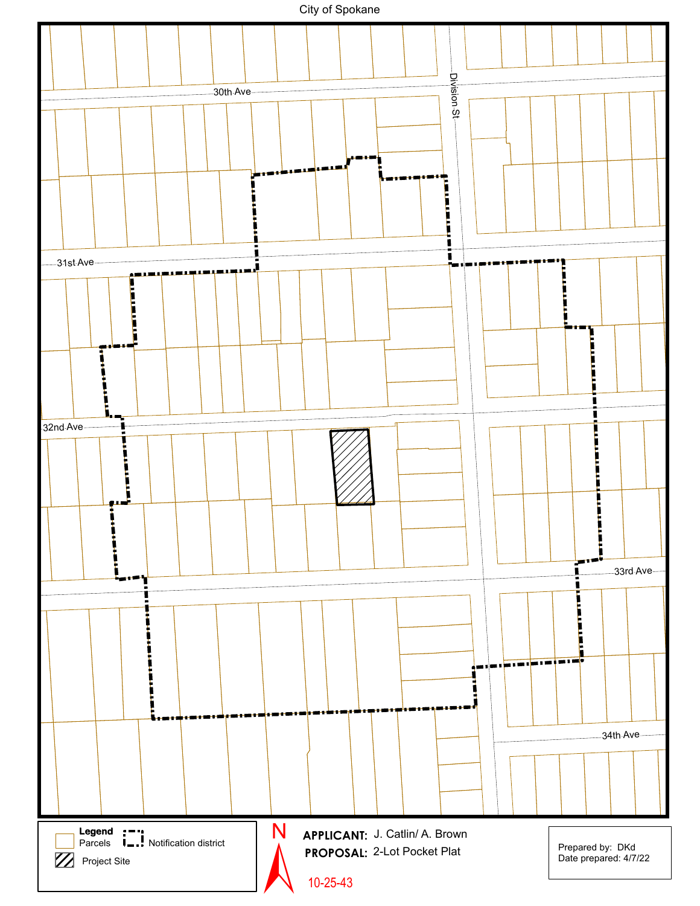City of Spokane

30th Ave

Division St

31st Ave

32nd Ave

33rd Ave

34th Ave

**Legend**

Parcels

Notification district

Project Site

N

10-25-43

**APPLICANT:** J. Catlin/ A. Brown

**PROPOSAL:** 2-Lot Pocket Plat

Prepared by: DKd
Date prepared: 4/7/22